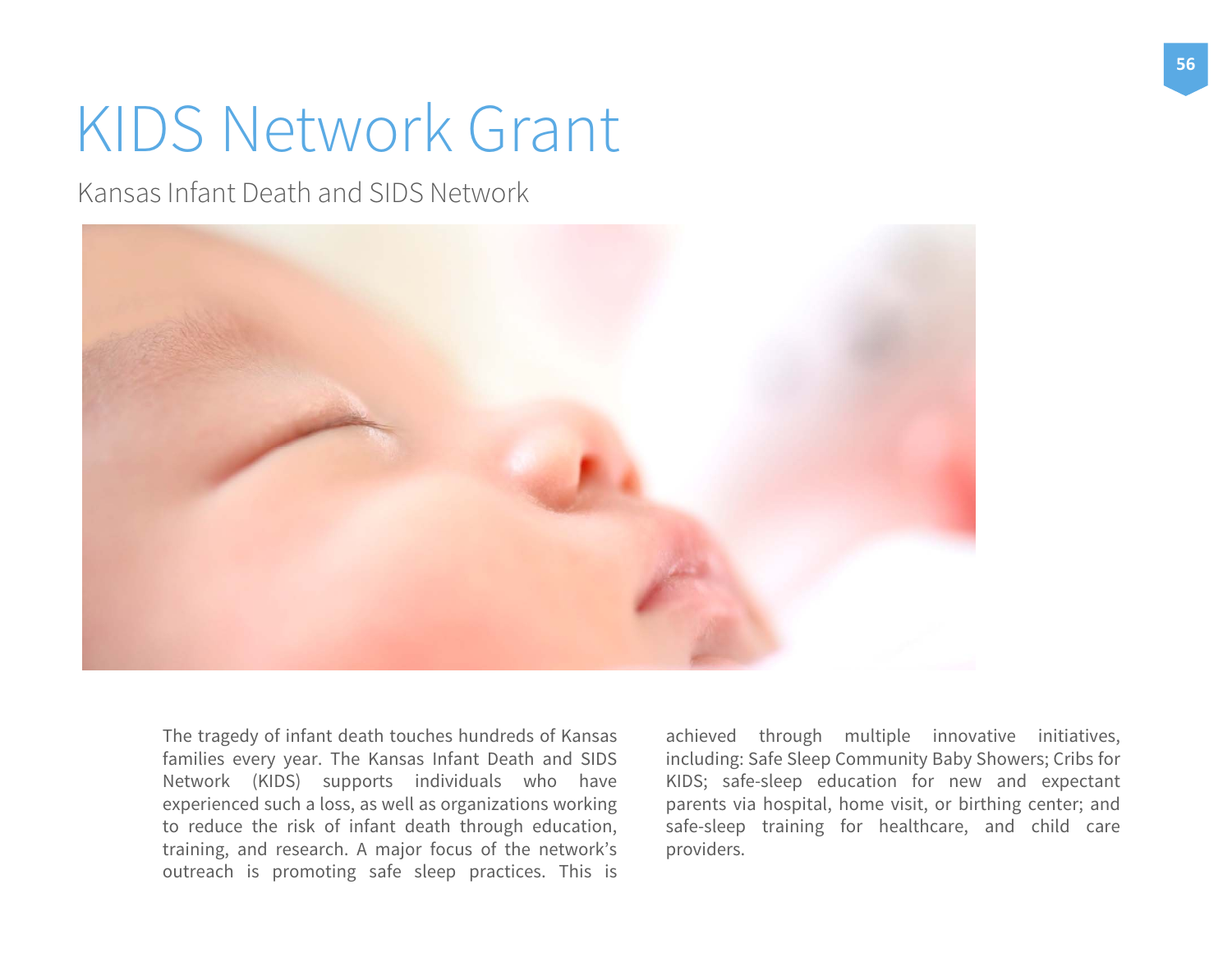# KIDS Network Grant

## Kansas Infant Death and SIDS Network

The tragedy of infant death touches hundreds of Kansas families every year. The Kansas Infant Death and SIDS Network (KIDS) supports individuals who have experienced such a loss, as well as organizations working to reduce the risk of infant death through education, training, and research. A major focus of the network's outreach is promoting safe sleep practices. This is achieved through multiple innovative initiatives, including: Safe Sleep Community Baby Showers; Cribs for KIDS; safe-sleep education for new and expectant parents via hospital, home visit, or birthing center; and safe-sleep training for healthcare, and child care providers.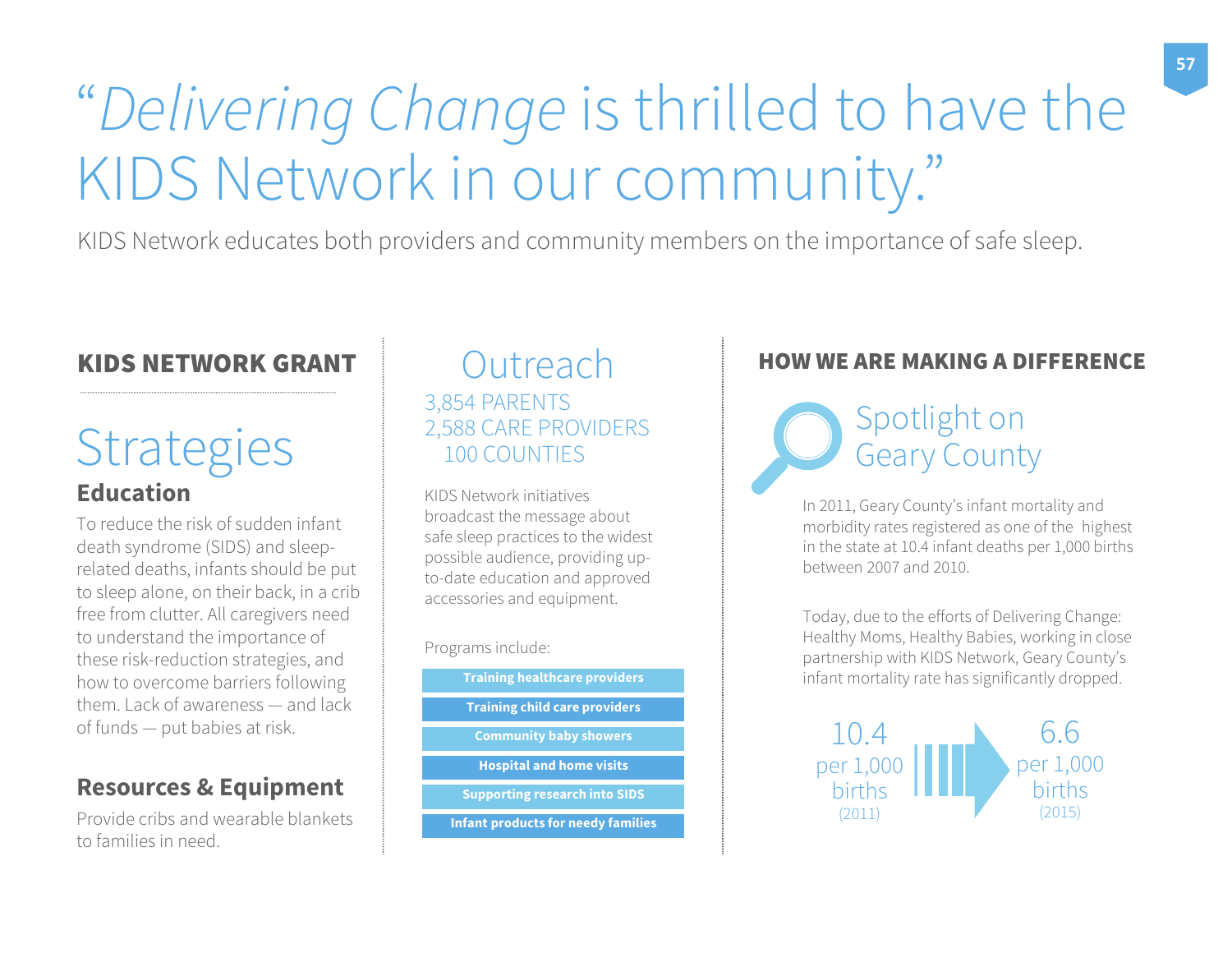# "*Delivering Change* is thrilled to have the KIDS Network in our community."

KIDS Network educates both providers and community members on the importance of safe sleep.

## KIDS NETWORK GRANT

## Strategies

### Education

To reduce the risk of sudden infant death syndrome (SIDS) and sleep-related deaths, infants should be put to sleep alone, on their back, in a crib free from clutter. All caregivers need to understand the importance of these risk-reduction strategies, and how to overcome barriers following them. Lack of awareness — and lack of funds — put babies at risk.

### Resources & Equipment

Provide cribs and wearable blankets to families in need.

## Outreach

3,854 PARENTS
2,588 CARE PROVIDERS
100 COUNTIES

KIDS Network initiatives broadcast the message about safe sleep practices to the widest possible audience, providing up-to-date education and approved accessories and equipment.

Programs include:

- **Training healthcare providers**
- **Training child care providers**
- **Community baby showers**
- **Hospital and home visits**
- **Supporting research into SIDS**
- **Infant products for needy families**

## HOW WE ARE MAKING A DIFFERENCE

### Spotlight on Geary County

In 2011, Geary County's infant mortality and morbidity rates registered as one of the highest in the state at 10.4 infant deaths per 1,000 births between 2007 and 2010.

Today, due to the efforts of Delivering Change: Healthy Moms, Healthy Babies, working in close partnership with KIDS Network, Geary County's infant mortality rate has significantly dropped.

10.4 per 1,000 births (2011) → 6.6 per 1,000 births (2015)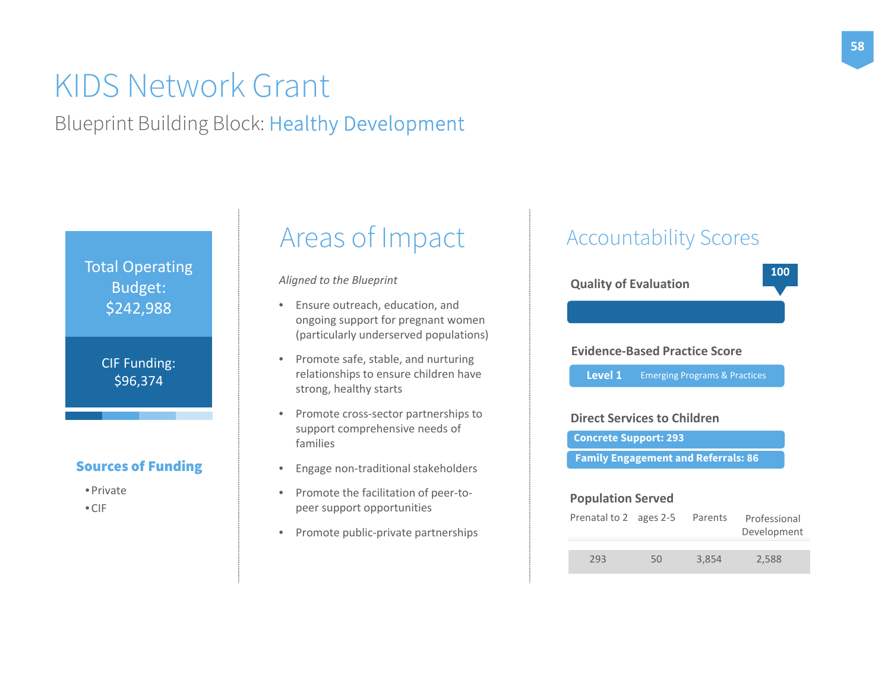# KIDS Network Grant

Blueprint Building Block: Healthy Development

Total Operating Budget: $242,988

CIF Funding: $96,374

**Sources of Funding**

- Private
- CIF

## Areas of Impact

*Aligned to the Blueprint*

- Ensure outreach, education, and ongoing support for pregnant women (particularly underserved populations)
- Promote safe, stable, and nurturing relationships to ensure children have strong, healthy starts
- Promote cross-sector partnerships to support comprehensive needs of families
- Engage non-traditional stakeholders
- Promote the facilitation of peer-to-peer support opportunities
- Promote public-private partnerships

## Accountability Scores

**Quality of Evaluation**

100

**Evidence-Based Practice Score**

**Level 1** Emerging Programs & Practices

**Direct Services to Children**

**Concrete Support: 293**

**Family Engagement and Referrals: 86**

**Population Served**

| Prenatal to 2 | ages 2-5 | Parents | Professional Development |
|---|---|---|---|
| 293 | 50 | 3,854 | 2,588 |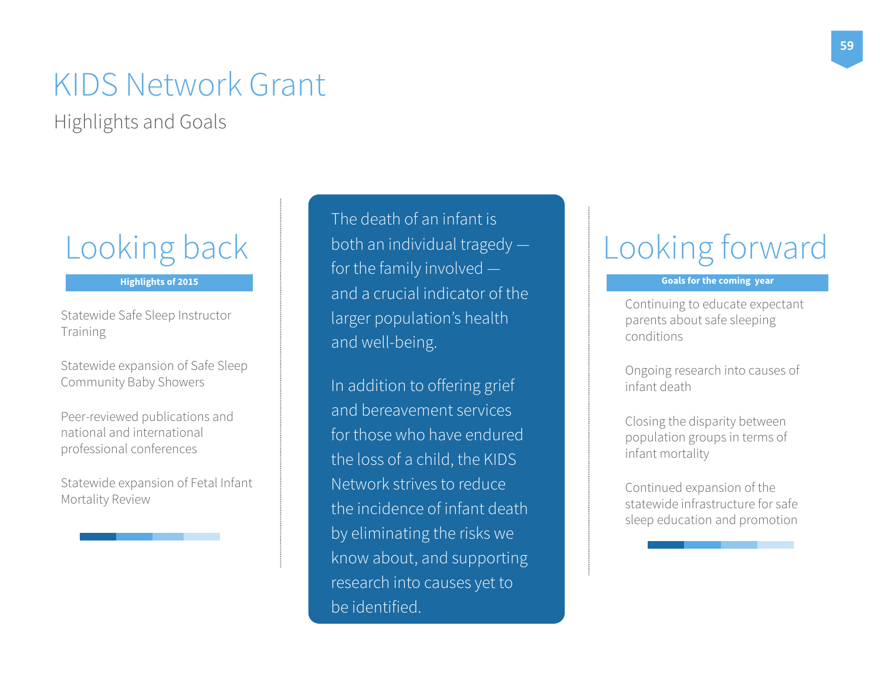# KIDS Network Grant

Highlights and Goals

## Looking back

**Highlights of 2015**

Statewide Safe Sleep Instructor Training

Statewide expansion of Safe Sleep Community Baby Showers

Peer-reviewed publications and national and international professional conferences

Statewide expansion of Fetal Infant Mortality Review

The death of an infant is both an individual tragedy — for the family involved — and a crucial indicator of the larger population's health and well-being.

In addition to offering grief and bereavement services for those who have endured the loss of a child, the KIDS Network strives to reduce the incidence of infant death by eliminating the risks we know about, and supporting research into causes yet to be identified.

## Looking forward

**Goals for the coming year**

Continuing to educate expectant parents about safe sleeping conditions

Ongoing research into causes of infant death

Closing the disparity between population groups in terms of infant mortality

Continued expansion of the statewide infrastructure for safe sleep education and promotion